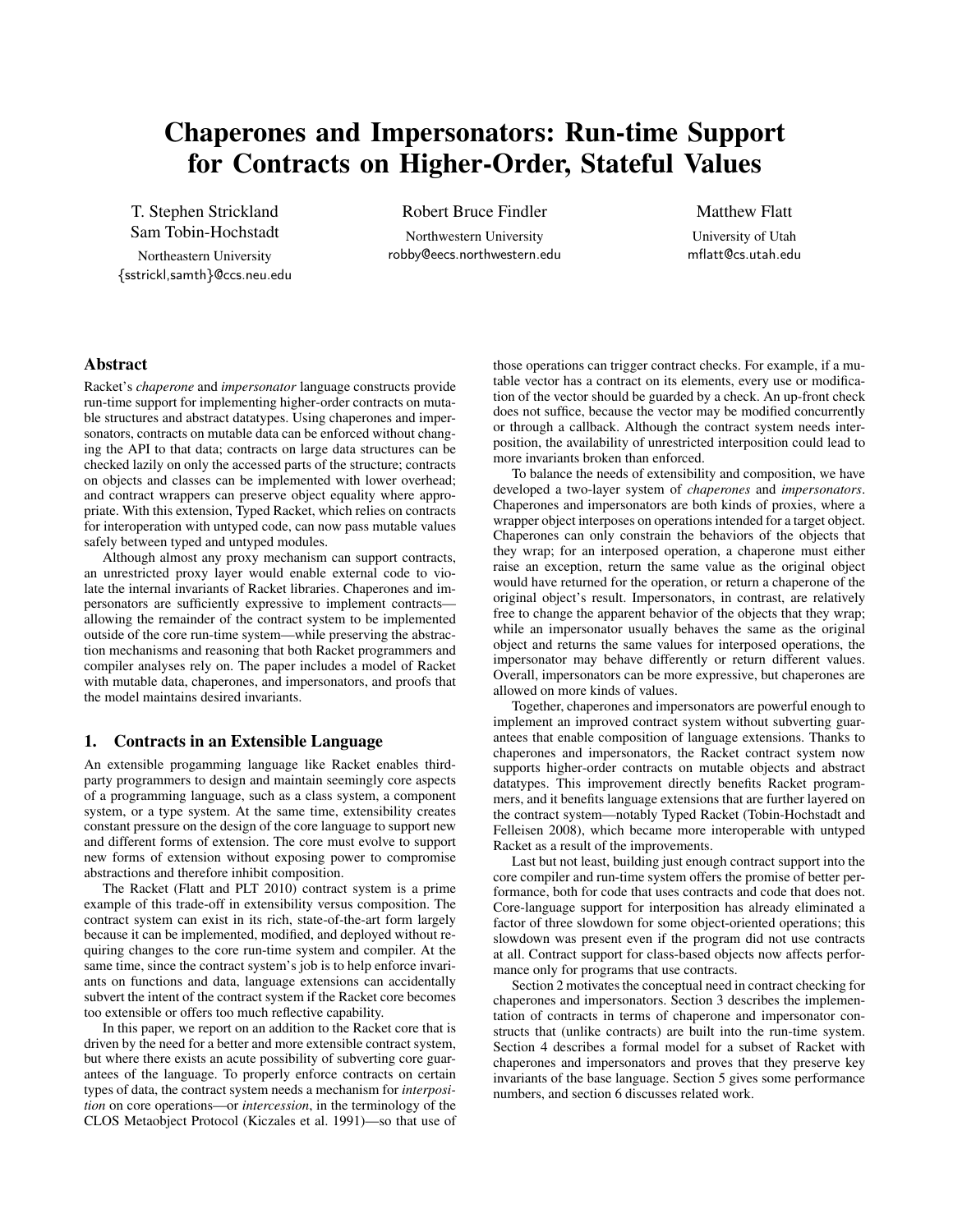# Chaperones and Impersonators: Run-time Support for Contracts on Higher-Order, Stateful Values

T. Stephen Strickland
Sam Tobin-Hochstadt
Northeastern University
{sstrickl,samth}@ccs.neu.edu

Robert Bruce Findler
Northwestern University
robby@eecs.northwestern.edu

Matthew Flatt
University of Utah
mflatt@cs.utah.edu

## Abstract

Racket's *chaperone* and *impersonator* language constructs provide run-time support for implementing higher-order contracts on mutable structures and abstract datatypes. Using chaperones and impersonators, contracts on mutable data can be enforced without changing the API to that data; contracts on large data structures can be checked lazily on only the accessed parts of the structure; contracts on objects and classes can be implemented with lower overhead; and contract wrappers can preserve object equality where appropriate. With this extension, Typed Racket, which relies on contracts for interoperation with untyped code, can now pass mutable values safely between typed and untyped modules.

Although almost any proxy mechanism can support contracts, an unrestricted proxy layer would enable external code to violate the internal invariants of Racket libraries. Chaperones and impersonators are sufficiently expressive to implement contracts—allowing the remainder of the contract system to be implemented outside of the core run-time system—while preserving the abstraction mechanisms and reasoning that both Racket programmers and compiler analyses rely on. The paper includes a model of Racket with mutable data, chaperones, and impersonators, and proofs that the model maintains desired invariants.

## 1. Contracts in an Extensible Language

An extensible progamming language like Racket enables third-party programmers to design and maintain seemingly core aspects of a programming language, such as a class system, a component system, or a type system. At the same time, extensibility creates constant pressure on the design of the core language to support new and different forms of extension. The core must evolve to support new forms of extension without exposing power to compromise abstractions and therefore inhibit composition.

The Racket (Flatt and PLT 2010) contract system is a prime example of this trade-off in extensibility versus composition. The contract system can exist in its rich, state-of-the-art form largely because it can be implemented, modified, and deployed without requiring changes to the core run-time system and compiler. At the same time, since the contract system's job is to help enforce invariants on functions and data, language extensions can accidentally subvert the intent of the contract system if the Racket core becomes too extensible or offers too much reflective capability.

In this paper, we report on an addition to the Racket core that is driven by the need for a better and more extensible contract system, but where there exists an acute possibility of subverting core guarantees of the language. To properly enforce contracts on certain types of data, the contract system needs a mechanism for *interposition* on core operations—or *intercession*, in the terminology of the CLOS Metaobject Protocol (Kiczales et al. 1991)—so that use of those operations can trigger contract checks. For example, if a mutable vector has a contract on its elements, every use or modification of the vector should be guarded by a check. An up-front check does not suffice, because the vector may be modified concurrently or through a callback. Although the contract system needs interposition, the availability of unrestricted interposition could lead to more invariants broken than enforced.

To balance the needs of extensibility and composition, we have developed a two-layer system of *chaperones* and *impersonators*. Chaperones and impersonators are both kinds of proxies, where a wrapper object interposes on operations intended for a target object. Chaperones can only constrain the behaviors of the objects that they wrap; for an interposed operation, a chaperone must either raise an exception, return the same value as the original object would have returned for the operation, or return a chaperone of the original object's result. Impersonators, in contrast, are relatively free to change the apparent behavior of the objects that they wrap; while an impersonator usually behaves the same as the original object and returns the same values for interposed operations, the impersonator may behave differently or return different values. Overall, impersonators can be more expressive, but chaperones are allowed on more kinds of values.

Together, chaperones and impersonators are powerful enough to implement an improved contract system without subverting guarantees that enable composition of language extensions. Thanks to chaperones and impersonators, the Racket contract system now supports higher-order contracts on mutable objects and abstract datatypes. This improvement directly benefits Racket programmers, and it benefits language extensions that are further layered on the contract system—notably Typed Racket (Tobin-Hochstadt and Felleisen 2008), which became more interoperable with untyped Racket as a result of the improvements.

Last but not least, building just enough contract support into the core compiler and run-time system offers the promise of better performance, both for code that uses contracts and code that does not. Core-language support for interposition has already eliminated a factor of three slowdown for some object-oriented operations; this slowdown was present even if the program did not use contracts at all. Contract support for class-based objects now affects performance only for programs that use contracts.

Section 2 motivates the conceptual need in contract checking for chaperones and impersonators. Section 3 describes the implementation of contracts in terms of chaperone and impersonator constructs that (unlike contracts) are built into the run-time system. Section 4 describes a formal model for a subset of Racket with chaperones and impersonators and proves that they preserve key invariants of the base language. Section 5 gives some performance numbers, and section 6 discusses related work.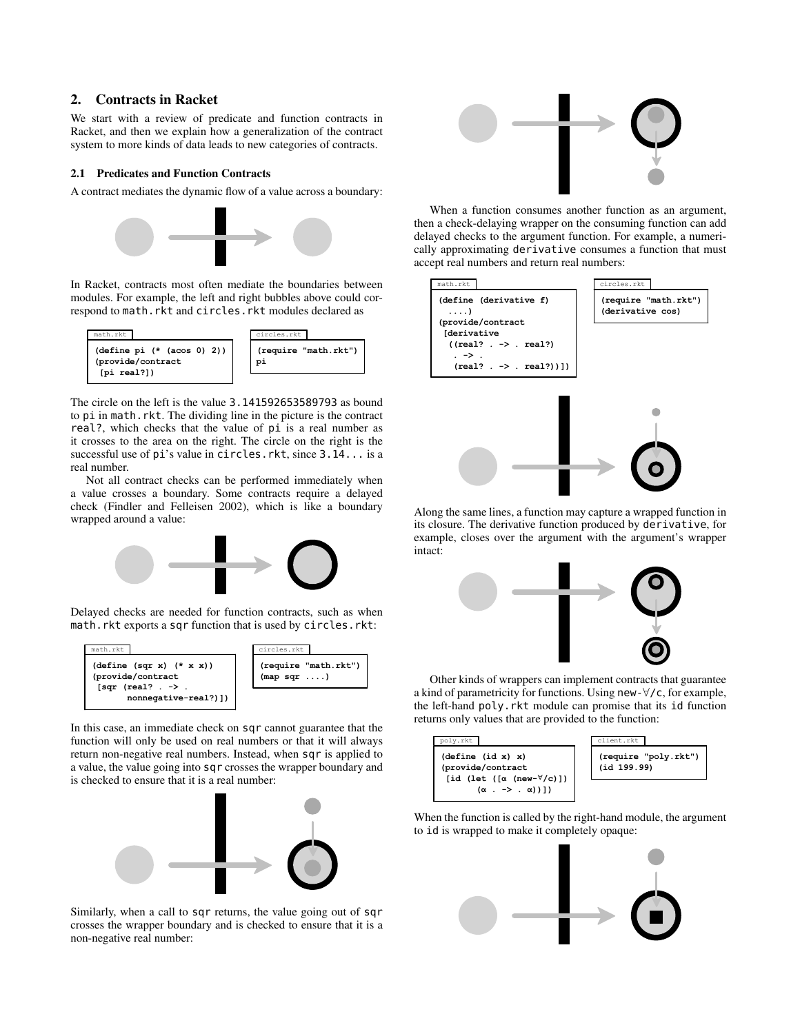## 2. Contracts in Racket

We start with a review of predicate and function contracts in Racket, and then we explain how a generalization of the contract system to more kinds of data leads to new categories of contracts.

### 2.1 Predicates and Function Contracts

A contract mediates the dynamic flow of a value across a boundary:

In Racket, contracts most often mediate the boundaries between modules. For example, the left and right bubbles above could correspond to `math.rkt` and `circles.rkt` modules declared as

`math.rkt`
```
(define pi (* (acos 0) 2))
(provide/contract
 [pi real?])
```

`circles.rkt`
```
(require "math.rkt")
pi
```

The circle on the left is the value `3.141592653589793` as bound to `pi` in `math.rkt`. The dividing line in the picture is the contract `real?`, which checks that the value of `pi` is a real number as it crosses to the area on the right. The circle on the right is the successful use of `pi`'s value in `circles.rkt`, since `3.14...` is a real number.

Not all contract checks can be performed immediately when a value crosses a boundary. Some contracts require a delayed check (Findler and Felleisen 2002), which is like a boundary wrapped around a value:

Delayed checks are needed for function contracts, such as when `math.rkt` exports a `sqr` function that is used by `circles.rkt`:

`math.rkt`
```
(define (sqr x) (* x x))
(provide/contract
 [sqr (real? . -> .
       nonnegative-real?)])
```

`circles.rkt`
```
(require "math.rkt")
(map sqr ....)
```

In this case, an immediate check on `sqr` cannot guarantee that the function will only be used on real numbers or that it will always return non-negative real numbers. Instead, when `sqr` is applied to a value, the value going into `sqr` crosses the wrapper boundary and is checked to ensure that it is a real number:

Similarly, when a call to `sqr` returns, the value going out of `sqr` crosses the wrapper boundary and is checked to ensure that it is a non-negative real number:

When a function consumes another function as an argument, then a check-delaying wrapper on the consuming function can add delayed checks to the argument function. For example, a numerically approximating `derivative` consumes a function that must accept real numbers and return real numbers:

`math.rkt`
```
(define (derivative f)
  ....)
(provide/contract
 [derivative
  ((real? . -> . real?)
   . -> .
   (real? . -> . real?))])
```

`circles.rkt`
```
(require "math.rkt")
(derivative cos)
```

Along the same lines, a function may capture a wrapped function in its closure. The derivative function produced by `derivative`, for example, closes over the argument with the argument's wrapper intact:

Other kinds of wrappers can implement contracts that guarantee a kind of parametricity for functions. Using `new-∀/c`, for example, the left-hand `poly.rkt` module can promise that its `id` function returns only values that are provided to the function:

`poly.rkt`
```
(define (id x) x)
(provide/contract
 [id (let ([α (new-∀/c)])
       (α . -> . α))])
```

`client.rkt`
```
(require "poly.rkt")
(id 199.99)
```

When the function is called by the right-hand module, the argument to `id` is wrapped to make it completely opaque: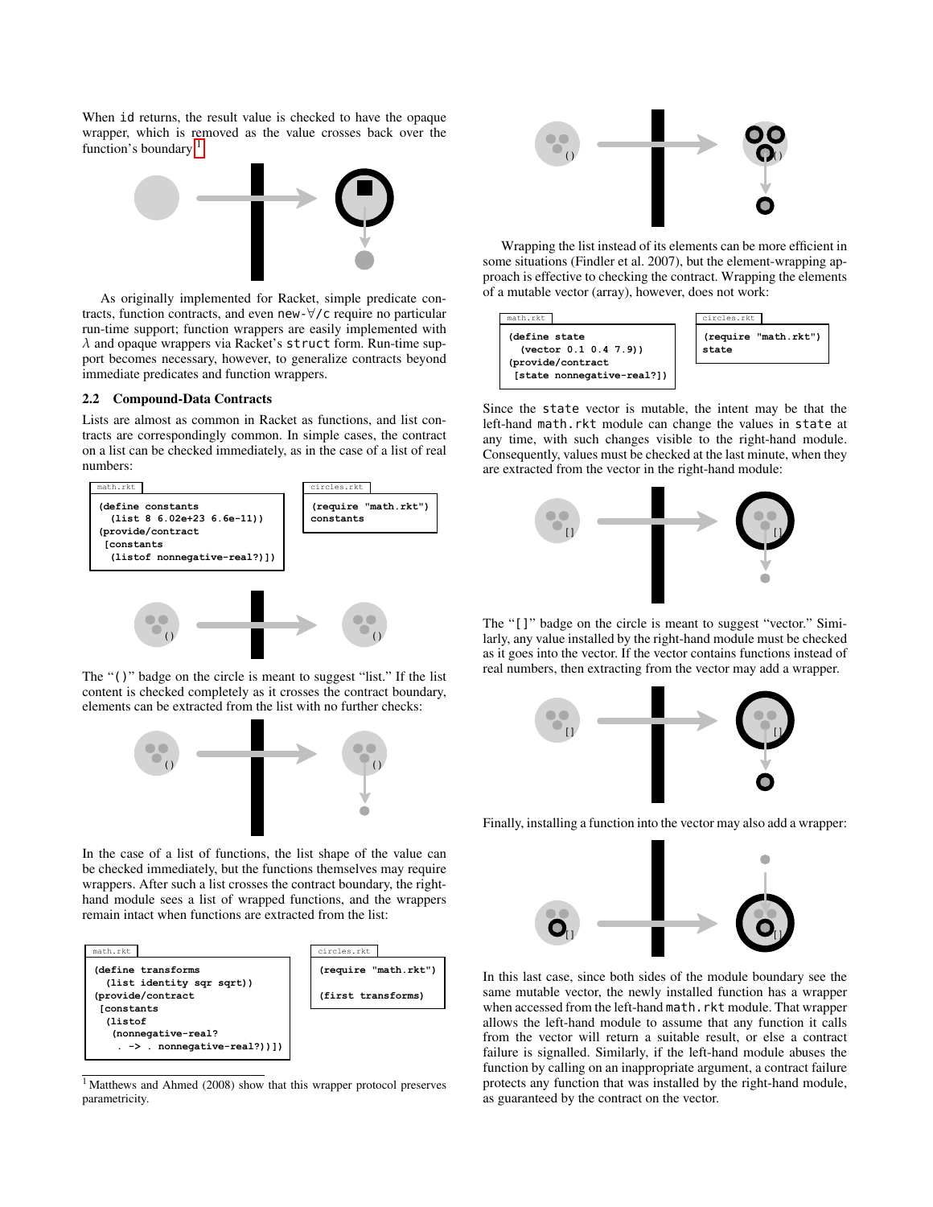When `id` returns, the result value is checked to have the opaque wrapper, which is removed as the value crosses back over the function's boundary.[1]

As originally implemented for Racket, simple predicate contracts, function contracts, and even new-∀/c require no particular run-time support; function wrappers are easily implemented with $\lambda$ and opaque wrappers via Racket's `struct` form. Run-time support becomes necessary, however, to generalize contracts beyond immediate predicates and function wrappers.

### 2.2 Compound-Data Contracts

Lists are almost as common in Racket as functions, and list contracts are correspondingly common. In simple cases, the contract on a list can be checked immediately, as in the case of a list of real numbers:

math.rkt
```
(define constants
  (list 8 6.02e+23 6.6e-11))
(provide/contract
 [constants
  (listof nonnegative-real?)])
```

circles.rkt
```
(require "math.rkt")
constants
```

The "()" badge on the circle is meant to suggest "list." If the list content is checked completely as it crosses the contract boundary, elements can be extracted from the list with no further checks:

In the case of a list of functions, the list shape of the value can be checked immediately, but the functions themselves may require wrappers. After such a list crosses the contract boundary, the right-hand module sees a list of wrapped functions, and the wrappers remain intact when functions are extracted from the list:

math.rkt
```
(define transforms
  (list identity sqr sqrt))
(provide/contract
 [constants
  (listof
   (nonnegative-real?
    . -> . nonnegative-real?))])
```

circles.rkt
```
(require "math.rkt")

(first transforms)
```

Wrapping the list instead of its elements can be more efficient in some situations (Findler et al. 2007), but the element-wrapping approach is effective to checking the contract. Wrapping the elements of a mutable vector (array), however, does not work:

math.rkt
```
(define state
  (vector 0.1 0.4 7.9))
(provide/contract
 [state nonnegative-real?])
```

circles.rkt
```
(require "math.rkt")
state
```

Since the `state` vector is mutable, the intent may be that the left-hand `math.rkt` module can change the values in `state` at any time, with such changes visible to the right-hand module. Consequently, values must be checked at the last minute, when they are extracted from the vector in the right-hand module:

The "[]" badge on the circle is meant to suggest "vector." Similarly, any value installed by the right-hand module must be checked as it goes into the vector. If the vector contains functions instead of real numbers, then extracting from the vector may add a wrapper.

Finally, installing a function into the vector may also add a wrapper:

In this last case, since both sides of the module boundary see the same mutable vector, the newly installed function has a wrapper when accessed from the left-hand `math.rkt` module. That wrapper allows the left-hand module to assume that any function it calls from the vector will return a suitable result, or else a contract failure is signalled. Similarly, if the left-hand module abuses the function by calling on an inappropriate argument, a contract failure protects any function that was installed by the right-hand module, as guaranteed by the contract on the vector.

[1] Matthews and Ahmed (2008) show that this wrapper protocol preserves parametricity.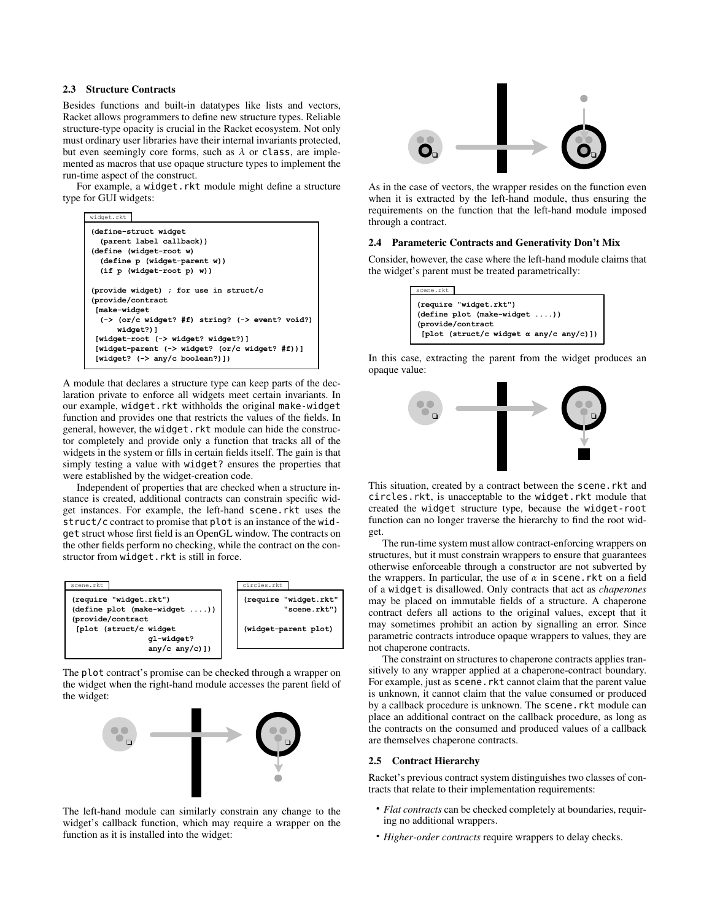### 2.3 Structure Contracts

Besides functions and built-in datatypes like lists and vectors, Racket allows programmers to define new structure types. Reliable structure-type opacity is crucial in the Racket ecosystem. Not only must ordinary user libraries have their internal invariants protected, but even seemingly core forms, such as $\lambda$ or `class`, are implemented as macros that use opaque structure types to implement the run-time aspect of the construct.

For example, a `widget.rkt` module might define a structure type for GUI widgets:

widget.rkt

```
(define-struct widget
  (parent label callback))
(define (widget-root w)
  (define p (widget-parent w))
  (if p (widget-root p) w))

(provide widget) ; for use in struct/c
(provide/contract
 [make-widget
  (-> (or/c widget? #f) string? (-> event? void?)
      widget?)]
 [widget-root (-> widget? widget?)]
 [widget-parent (-> widget? (or/c widget? #f))]
 [widget? (-> any/c boolean?)])
```

A module that declares a structure type can keep parts of the declaration private to enforce all widgets meet certain invariants. In our example, `widget.rkt` withholds the original `make-widget` function and provides one that restricts the values of the fields. In general, however, the `widget.rkt` module can hide the constructor completely and provide only a function that tracks all of the widgets in the system or fills in certain fields itself. The gain is that simply testing a value with `widget?` ensures the properties that were established by the widget-creation code.

Independent of properties that are checked when a structure instance is created, additional contracts can constrain specific widget instances. For example, the left-hand `scene.rkt` uses the `struct/c` contract to promise that `plot` is an instance of the `widget` struct whose first field is an OpenGL window. The contracts on the other fields perform no checking, while the contract on the constructor from `widget.rkt` is still in force.

scene.rkt

```
(require "widget.rkt")
(define plot (make-widget ....))
(provide/contract
 [plot (struct/c widget
                 gl-widget?
                 any/c any/c)])
```

circles.rkt

```
(require "widget.rkt"
         "scene.rkt")

(widget-parent plot)
```

The `plot` contract's promise can be checked through a wrapper on the widget when the right-hand module accesses the parent field of the widget:

The left-hand module can similarly constrain any change to the widget's callback function, which may require a wrapper on the function as it is installed into the widget:

As in the case of vectors, the wrapper resides on the function even when it is extracted by the left-hand module, thus ensuring the requirements on the function that the left-hand module imposed through a contract.

### 2.4 Parameteric Contracts and Generativity Don't Mix

Consider, however, the case where the left-hand module claims that the widget's parent must be treated parametrically:

scene.rkt

```
(require "widget.rkt")
(define plot (make-widget ....))
(provide/contract
 [plot (struct/c widget α any/c any/c)])
```

In this case, extracting the parent from the widget produces an opaque value:

This situation, created by a contract between the `scene.rkt` and `circles.rkt`, is unacceptable to the `widget.rkt` module that created the `widget` structure type, because the `widget-root` function can no longer traverse the hierarchy to find the root widget.

The run-time system must allow contract-enforcing wrappers on structures, but it must constrain wrappers to ensure that guarantees otherwise enforceable through a constructor are not subverted by the wrappers. In particular, the use of $\alpha$ in `scene.rkt` on a field of a `widget` is disallowed. Only contracts that act as *chaperones* may be placed on immutable fields of a structure. A chaperone contract defers all actions to the original values, except that it may sometimes prohibit an action by signalling an error. Since parametric contracts introduce opaque wrappers to values, they are not chaperone contracts.

The constraint on structures to chaperone contracts applies transitively to any wrapper applied at a chaperone-contract boundary. For example, just as `scene.rkt` cannot claim that the parent value is unknown, it cannot claim that the value consumed or produced by a callback procedure is unknown. The `scene.rkt` module can place an additional contract on the callback procedure, as long as the contracts on the consumed and produced values of a callback are themselves chaperone contracts.

### 2.5 Contract Hierarchy

Racket's previous contract system distinguishes two classes of contracts that relate to their implementation requirements:

- *Flat contracts* can be checked completely at boundaries, requiring no additional wrappers.
- *Higher-order contracts* require wrappers to delay checks.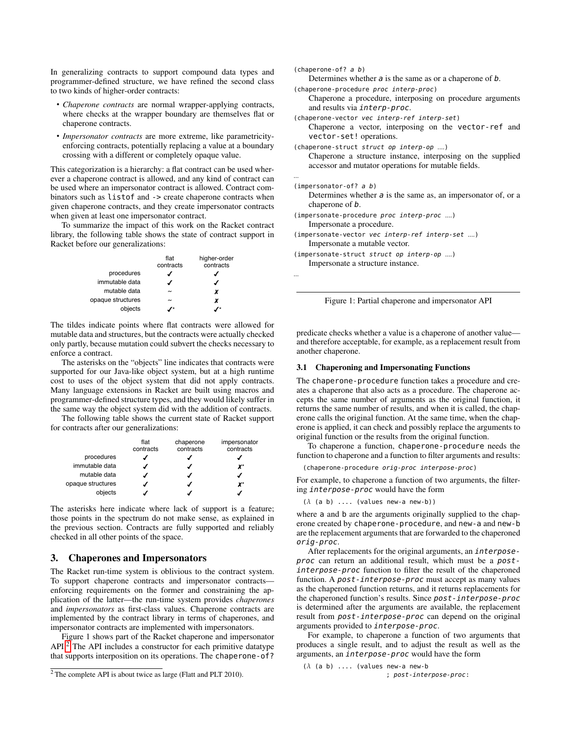In generalizing contracts to support compound data types and programmer-defined structure, we have refined the second class to two kinds of higher-order contracts:

- *Chaperone contracts* are normal wrapper-applying contracts, where checks at the wrapper boundary are themselves flat or chaperone contracts.
- *Impersonator contracts* are more extreme, like parametricity-enforcing contracts, potentially replacing a value at a boundary crossing with a different or completely opaque value.

This categorization is a hierarchy: a flat contract can be used wherever a chaperone contract is allowed, and any kind of contract can be used where an impersonator contract is allowed. Contract combinators such as `listof` and `->` create chaperone contracts when given chaperone contracts, and they create impersonator contracts when given at least one impersonator contract.

To summarize the impact of this work on the Racket contract library, the following table shows the state of contract support in Racket before our generalizations:

| | flat contracts | higher-order contracts |
|---|---|---|
| procedures | ✓ | ✓ |
| immutable data | ✓ | ✓ |
| mutable data | ~ | ✗ |
| opaque structures | ~ | ✗ |
| objects | ✓* | ✓* |

The tildes indicate points where flat contracts were allowed for mutable data and structures, but the contracts were actually checked only partly, because mutation could subvert the checks necessary to enforce a contract.

The asterisks on the "objects" line indicates that contracts were supported for our Java-like object system, but at a high runtime cost to uses of the object system that did not apply contracts. Many language extensions in Racket are built using macros and programmer-defined structure types, and they would likely suffer in the same way the object system did with the addition of contracts.

The following table shows the current state of Racket support for contracts after our generalizations:

| | flat contracts | chaperone contracts | impersonator contracts |
|---|---|---|---|
| procedures | ✓ | ✓ | ✓ |
| immutable data | ✓ | ✓ | ✗* |
| mutable data | ✓ | ✓ | ✓ |
| opaque structures | ✓ | ✓ | ✗* |
| objects | ✓ | ✓ | ✓ |

The asterisks here indicate where lack of support is a feature; those points in the spectrum do not make sense, as explained in the previous section. Contracts are fully supported and reliably checked in all other points of the space.

## 3. Chaperones and Impersonators

The Racket run-time system is oblivious to the contract system. To support chaperone contracts and impersonator contracts—enforcing requirements on the former and constraining the application of the latter—the run-time system provides *chaperones* and *impersonators* as first-class values. Chaperone contracts are implemented by the contract library in terms of chaperones, and impersonator contracts are implemented with impersonators.

Figure 1 shows part of the Racket chaperone and impersonator API.[2] The API includes a constructor for each primitive datatype that supports interposition on its operations. The `chaperone-of?` predicate checks whether a value is a chaperone of another value—and therefore acceptable, for example, as a replacement result from another chaperone.

[2] The complete API is about twice as large (Flatt and PLT 2010).

`(chaperone-of? a b)`
Determines whether *a* is the same as or a chaperone of *b*.

`(chaperone-procedure proc interp-proc)`
Chaperone a procedure, interposing on procedure arguments and results via *interp-proc*.

`(chaperone-vector vec interp-ref interp-set)`
Chaperone a vector, interposing on the `vector-ref` and `vector-set!` operations.

`(chaperone-struct struct op interp-op ....)`
Chaperone a structure instance, interposing on the supplied accessor and mutator operations for mutable fields.

...

`(impersonator-of? a b)`
Determines whether *a* is the same as, an impersonator of, or a chaperone of *b*.

`(impersonate-procedure proc interp-proc ....)`
Impersonate a procedure.

`(impersonate-vector vec interp-ref interp-set ....)`
Impersonate a mutable vector.

`(impersonate-struct struct op interp-op ....)`
Impersonate a structure instance.

...

Figure 1: Partial chaperone and impersonator API

### 3.1 Chaperoning and Impersonating Functions

The `chaperone-procedure` function takes a procedure and creates a chaperone that also acts as a procedure. The chaperone accepts the same number of arguments as the original function, it returns the same number of results, and when it is called, the chaperone calls the original function. At the same time, when the chaperone is applied, it can check and possibly replace the arguments to original function or the results from the original function.

To chaperone a function, `chaperone-procedure` needs the function to chaperone and a function to filter arguments and results:

```
(chaperone-procedure orig-proc interpose-proc)
```

For example, to chaperone a function of two arguments, the filtering *interpose-proc* would have the form

```
(λ (a b) .... (values new-a new-b))
```

where `a` and `b` are the arguments originally supplied to the chaperone created by `chaperone-procedure`, and `new-a` and `new-b` are the replacement arguments that are forwarded to the chaperoned *orig-proc*.

After replacements for the original arguments, an *interpose-proc* can return an additional result, which must be a *post-interpose-proc* function to filter the result of the chaperoned function. A *post-interpose-proc* must accept as many values as the chaperoned function returns, and it returns replacements for the chaperoned function's results. Since *post-interpose-proc* is determined after the arguments are available, the replacement result from *post-interpose-proc* can depend on the original arguments provided to *interpose-proc*.

For example, to chaperone a function of two arguments that produces a single result, and to adjust the result as well as the arguments, an *interpose-proc* would have the form

```
(λ (a b) .... (values new-a new-b
                      ; post-interpose-proc:
```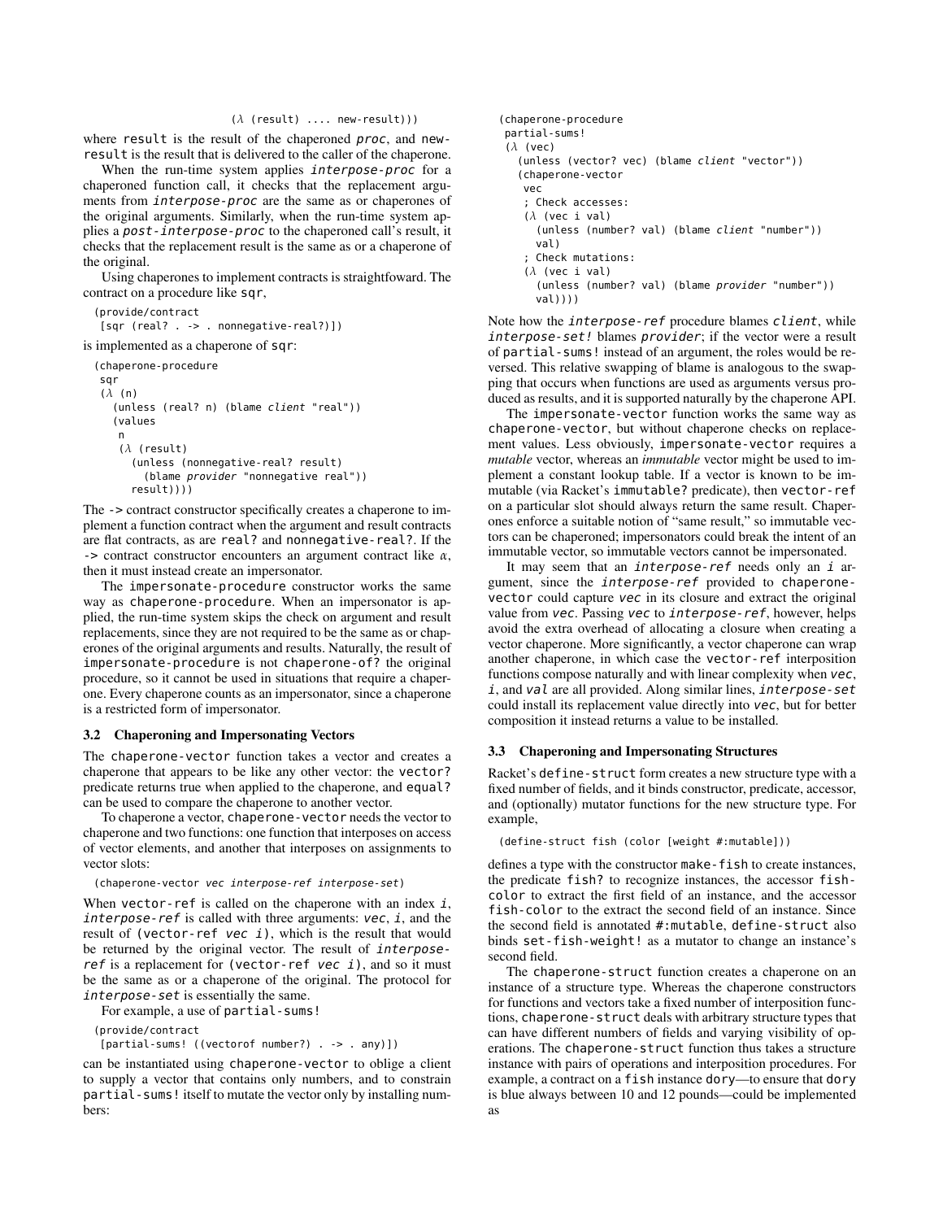```
                    (λ (result) .... new-result)))
```

where `result` is the result of the chaperoned *proc*, and `new-result` is the result that is delivered to the caller of the chaperone.

When the run-time system applies *interpose-proc* for a chaperoned function call, it checks that the replacement arguments from *interpose-proc* are the same as or chaperones of the original arguments. Similarly, when the run-time system applies a *post-interpose-proc* to the chaperoned call's result, it checks that the replacement result is the same as or a chaperone of the original.

Using chaperones to implement contracts is straightfoward. The contract on a procedure like `sqr`,

```
(provide/contract
  [sqr (real? . -> . nonnegative-real?)])
```

is implemented as a chaperone of `sqr`:

```
(chaperone-procedure
 sqr
 (λ (n)
   (unless (real? n) (blame client "real"))
   (values
    n
    (λ (result)
      (unless (nonnegative-real? result)
        (blame provider "nonnegative real"))
      result))))
```

The `->` contract constructor specifically creates a chaperone to implement a function contract when the argument and result contracts are flat contracts, as are `real?` and `nonnegative-real?`. If the `->` contract constructor encounters an argument contract like α, then it must instead create an impersonator.

The `impersonate-procedure` constructor works the same way as `chaperone-procedure`. When an impersonator is applied, the run-time system skips the check on argument and result replacements, since they are not required to be the same as or chaperones of the original arguments and results. Naturally, the result of `impersonate-procedure` is not `chaperone-of?` the original procedure, so it cannot be used in situations that require a chaperone. Every chaperone counts as an impersonator, since a chaperone is a restricted form of impersonator.

### 3.2 Chaperoning and Impersonating Vectors

The `chaperone-vector` function takes a vector and creates a chaperone that appears to be like any other vector: the `vector?` predicate returns true when applied to the chaperone, and `equal?` can be used to compare the chaperone to another vector.

To chaperone a vector, `chaperone-vector` needs the vector to chaperone and two functions: one function that interposes on access of vector elements, and another that interposes on assignments to vector slots:

```
(chaperone-vector vec interpose-ref interpose-set)
```

When `vector-ref` is called on the chaperone with an index *i*, *interpose-ref* is called with three arguments: *vec*, *i*, and the result of `(vector-ref vec i)`, which is the result that would be returned by the original vector. The result of *interpose-ref* is a replacement for `(vector-ref vec i)`, and so it must be the same as or a chaperone of the original. The protocol for *interpose-set* is essentially the same.

For example, a use of `partial-sums!`

```
(provide/contract
  [partial-sums! ((vectorof number?) . -> . any)])
```

can be instantiated using `chaperone-vector` to oblige a client to supply a vector that contains only numbers, and to constrain `partial-sums!` itself to mutate the vector only by installing numbers:

```
(chaperone-procedure
 partial-sums!
 (λ (vec)
   (unless (vector? vec) (blame client "vector"))
   (chaperone-vector
    vec
    ; Check accesses:
    (λ (vec i val)
      (unless (number? val) (blame client "number"))
      val)
    ; Check mutations:
    (λ (vec i val)
      (unless (number? val) (blame provider "number"))
      val))))
```

Note how the *interpose-ref* procedure blames *client*, while *interpose-set!* blames *provider*; if the vector were a result of `partial-sums!` instead of an argument, the roles would be reversed. This relative swapping of blame is analogous to the swapping that occurs when functions are used as arguments versus produced as results, and it is supported naturally by the chaperone API.

The `impersonate-vector` function works the same way as `chaperone-vector`, but without chaperone checks on replacement values. Less obviously, `impersonate-vector` requires a *mutable* vector, whereas an *immutable* vector might be used to implement a constant lookup table. If a vector is known to be immutable (via Racket's `immutable?` predicate), then `vector-ref` on a particular slot should always return the same result. Chaperones enforce a suitable notion of "same result," so immutable vectors can be chaperoned; impersonators could break the intent of an immutable vector, so immutable vectors cannot be impersonated.

It may seem that an *interpose-ref* needs only an *i* argument, since the *interpose-ref* provided to `chaperone-vector` could capture *vec* in its closure and extract the original value from *vec*. Passing *vec* to *interpose-ref*, however, helps avoid the extra overhead of allocating a closure when creating a vector chaperone. More significantly, a vector chaperone can wrap another chaperone, in which case the `vector-ref` interposition functions compose naturally and with linear complexity when *vec*, *i*, and *val* are all provided. Along similar lines, *interpose-set* could install its replacement value directly into *vec*, but for better composition it instead returns a value to be installed.

### 3.3 Chaperoning and Impersonating Structures

Racket's `define-struct` form creates a new structure type with a fixed number of fields, and it binds constructor, predicate, accessor, and (optionally) mutator functions for the new structure type. For example,

```
(define-struct fish (color [weight #:mutable]))
```

defines a type with the constructor `make-fish` to create instances, the predicate `fish?` to recognize instances, the accessor `fish-color` to extract the first field of an instance, and the accessor `fish-color` to the extract the second field of an instance. Since the second field is annotated `#:mutable`, `define-struct` also binds `set-fish-weight!` as a mutator to change an instance's second field.

The `chaperone-struct` function creates a chaperone on an instance of a structure type. Whereas the chaperone constructors for functions and vectors take a fixed number of interposition functions, `chaperone-struct` deals with arbitrary structure types that can have different numbers of fields and varying visibility of operations. The `chaperone-struct` function thus takes a structure instance with pairs of operations and interposition procedures. For example, a contract on a `fish` instance `dory`—to ensure that `dory` is blue always between 10 and 12 pounds—could be implemented as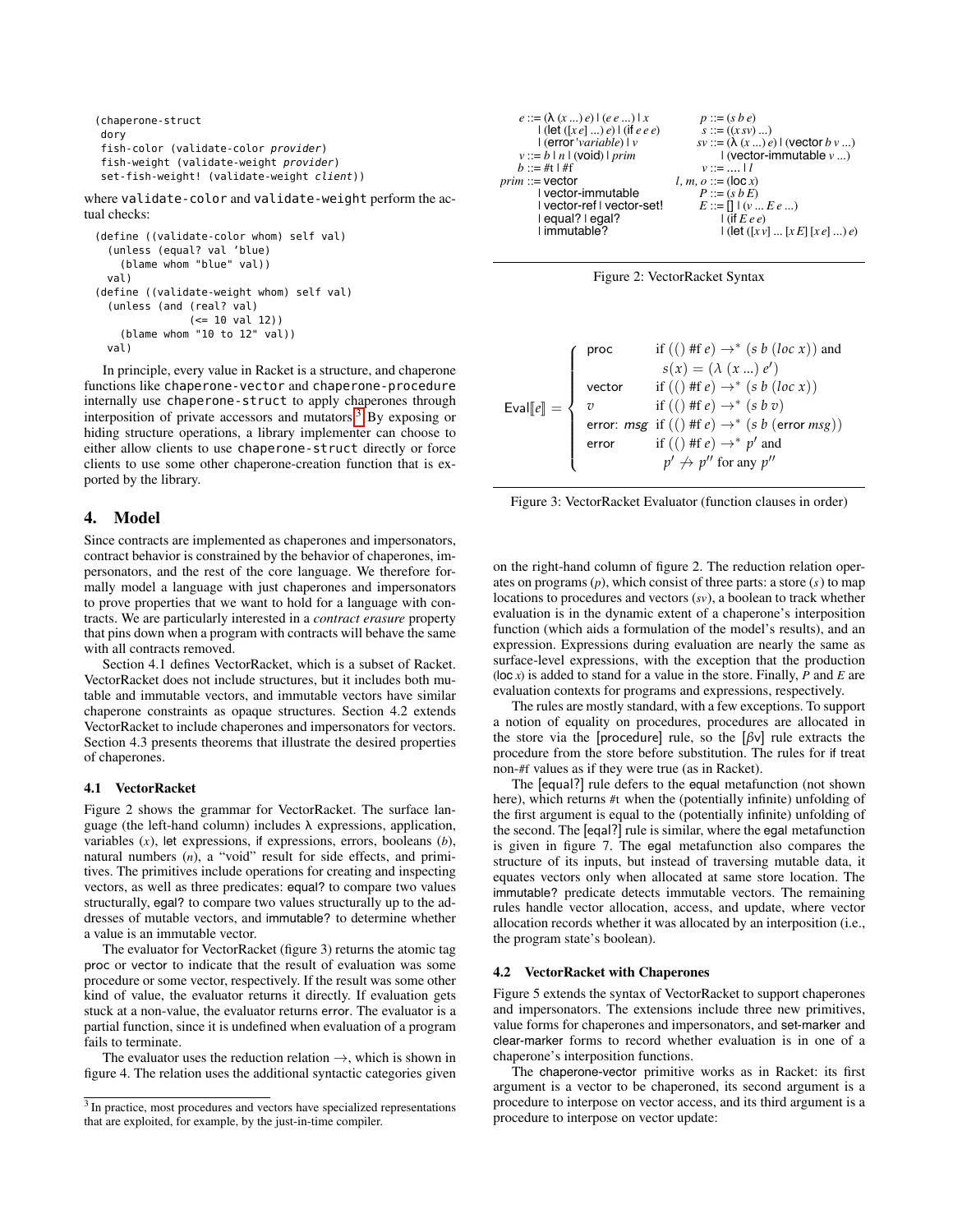```
(chaperone-struct
 dory
 fish-color (validate-color provider)
 fish-weight (validate-weight provider)
 set-fish-weight! (validate-weight client))
```

where `validate-color` and `validate-weight` perform the actual checks:

```
(define ((validate-color whom) self val)
  (unless (equal? val 'blue)
    (blame whom "blue" val))
  val)
(define ((validate-weight whom) self val)
  (unless (and (real? val)
               (<= 10 val 12))
    (blame whom "10 to 12" val))
  val)
```

In principle, every value in Racket is a structure, and chaperone functions like `chaperone-vector` and `chaperone-procedure` internally use `chaperone-struct` to apply chaperones through interposition of private accessors and mutators.[3] By exposing or hiding structure operations, a library implementer can choose to either allow clients to use `chaperone-struct` directly or force clients to use some other chaperone-creation function that is exported by the library.

## 4. Model

Since contracts are implemented as chaperones and impersonators, contract behavior is constrained by the behavior of chaperones, impersonators, and the rest of the core language. We therefore formally model a language with just chaperones and impersonators to prove properties that we want to hold for a language with contracts. We are particularly interested in a *contract erasure* property that pins down when a program with contracts will behave the same with all contracts removed.

Section 4.1 defines VectorRacket, which is a subset of Racket. VectorRacket does not include structures, but it includes both mutable and immutable vectors, and immutable vectors have similar chaperone constraints as opaque structures. Section 4.2 extends VectorRacket to include chaperones and impersonators for vectors. Section 4.3 presents theorems that illustrate the desired properties of chaperones.

### 4.1 VectorRacket

Figure 2 shows the grammar for VectorRacket. The surface language (the left-hand column) includes λ expressions, application, variables ($x$), let expressions, if expressions, errors, booleans ($b$), natural numbers ($n$), a "void" result for side effects, and primitives. The primitives include operations for creating and inspecting vectors, as well as three predicates: equal? to compare two values structurally, egal? to compare two values structurally up to the addresses of mutable vectors, and immutable? to determine whether a value is an immutable vector.

The evaluator for VectorRacket (figure 3) returns the atomic tag proc or vector to indicate that the result of evaluation was some procedure or some vector, respectively. If the result was some other kind of value, the evaluator returns it directly. If evaluation gets stuck at a non-value, the evaluator returns error. The evaluator is a partial function, since it is undefined when evaluation of a program fails to terminate.

The evaluator uses the reduction relation $\rightarrow$, which is shown in figure 4. The relation uses the additional syntactic categories given on the right-hand column of figure 2. The reduction relation operates on programs ($p$), which consist of three parts: a store ($s$) to map locations to procedures and vectors ($sv$), a boolean to track whether evaluation is in the dynamic extent of a chaperone's interposition function (which aids a formulation of the model's results), and an expression. Expressions during evaluation are nearly the same as surface-level expressions, with the exception that the production (loc $x$) is added to stand for a value in the store. Finally, $P$ and $E$ are evaluation contexts for programs and expressions, respectively.

The rules are mostly standard, with a few exceptions. To support a notion of equality on procedures, procedures are allocated in the store via the [procedure] rule, so the [βv] rule extracts the procedure from the store before substitution. The rules for if treat non-#f values as if they were true (as in Racket).

The [equal?] rule defers to the equal metafunction (not shown here), which returns #t when the (potentially infinite) unfolding of the first argument is equal to the (potentially infinite) unfolding of the second. The [egal?] rule is similar, where the egal metafunction is given in figure 7. The egal metafunction also compares the structure of its inputs, but instead of traversing mutable data, it equates vectors only when allocated at same store location. The immutable? predicate detects immutable vectors. The remaining rules handle vector allocation, access, and update, where vector allocation records whether it was allocated by an interposition (i.e., the program state's boolean).

$$
\begin{aligned}
e &::= (\lambda\ (x\ ...)\ e) \mid (e\ e\ ...) \mid x \\
&\mid (\text{let}\ ([x\ e]\ ...)\ e) \mid (\text{if}\ e\ e\ e) \\
&\mid (\text{error}\ '\mathit{variable}) \mid v \\
v &::= b \mid n \mid (\text{void}) \mid \mathit{prim} \\
b &::= \#\text{t} \mid \#\text{f} \\
\mathit{prim} &::= \text{vector} \\
&\mid \text{vector-immutable} \\
&\mid \text{vector-ref} \mid \text{vector-set!} \\
&\mid \text{equal?} \mid \text{egal?} \\
&\mid \text{immutable?}
\end{aligned}
\qquad
\begin{aligned}
p &::= (s\ b\ e) \\
s &::= ((x\ sv)\ ...) \\
sv &::= (\lambda\ (x\ ...)\ e) \mid (\text{vector}\ b\ v\ ...) \\
&\mid (\text{vector-immutable}\ v\ ...) \\
v &::= ....\ \mid l \\
l, m, o &::= (\text{loc}\ x) \\
P &::= (s\ b\ E) \\
E &::= [\,] \mid (v\ ...\ E\ e\ ...) \\
&\mid (\text{if}\ E\ e\ e) \\
&\mid (\text{let}\ ([x\ v]\ ...\ [x\ E]\ [x\ e]\ ...)\ e)
\end{aligned}
$$

Figure 2: VectorRacket Syntax

$$
\text{Eval}[\![e]\!] = \begin{cases}
\text{proc} & \text{if } ((\,)\ \#\text{f}\ e) \rightarrow^* (s\ b\ (loc\ x)) \text{ and} \\
 & \quad s(x) = (\lambda\ (x\ ...)\ e') \\
\text{vector} & \text{if } ((\,)\ \#\text{f}\ e) \rightarrow^* (s\ b\ (loc\ x)) \\
v & \text{if } ((\,)\ \#\text{f}\ e) \rightarrow^* (s\ b\ v) \\
\text{error: } msg & \text{if } ((\,)\ \#\text{f}\ e) \rightarrow^* (s\ b\ (\text{error}\ msg)) \\
\text{error} & \text{if } ((\,)\ \#\text{f}\ e) \rightarrow^* p' \text{ and} \\
 & \quad p' \not\rightarrow p'' \text{ for any } p''
\end{cases}
$$

Figure 3: VectorRacket Evaluator (function clauses in order)

### 4.2 VectorRacket with Chaperones

Figure 5 extends the syntax of VectorRacket to support chaperones and impersonators. The extensions include three new primitives, value forms for chaperones and impersonators, and set-marker and clear-marker forms to record whether evaluation is in one of a chaperone's interposition functions.

The chaperone-vector primitive works as in Racket: its first argument is a vector to be chaperoned, its second argument is a procedure to interpose on vector access, and its third argument is a procedure to interpose on vector update:

[3] In practice, most procedures and vectors have specialized representations that are exploited, for example, by the just-in-time compiler.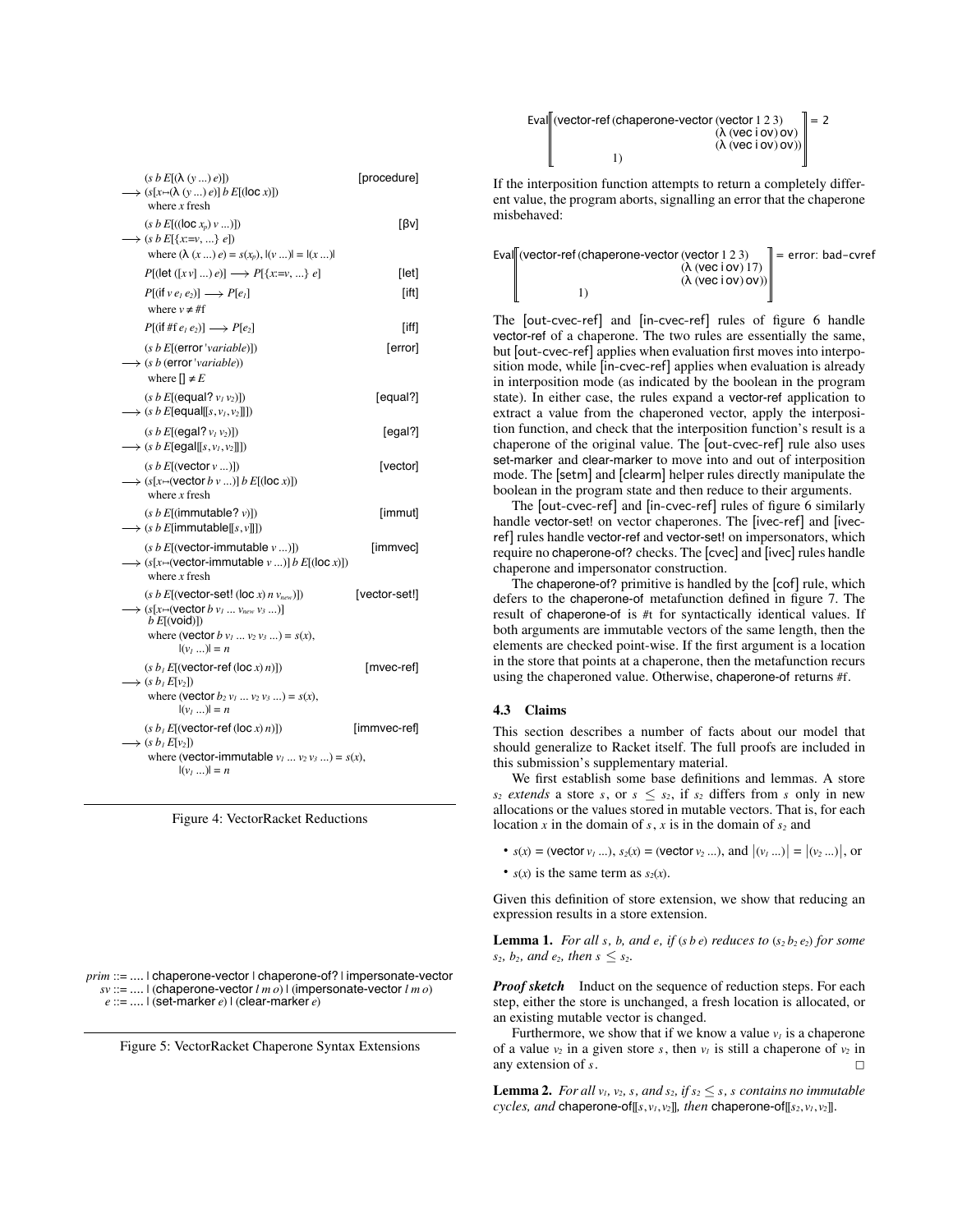```
    (s b E[(λ (y ...) e)])                                    [procedure]
⟶ (s[x↦(λ (y ...) e)] b E[(loc x)])
    where x fresh

    (s b E[((loc x_p) v ...)])                                [βv]
⟶ (s b E[{x:=v, ...} e])
    where (λ (x ...) e) = s(x_p), |(v ...)| = |(x ...)|

    P[(let ([x v] ...) e)] ⟶ P[{x:=v, ...} e]                 [let]

    P[(if v e_1 e_2)] ⟶ P[e_1]                                 [ift]
    where v ≠ #f

    P[(if #f e_1 e_2)] ⟶ P[e_2]                                [iff]

    (s b E[(error 'variable)])                                [error]
⟶ (s b (error 'variable))
    where [] ≠ E

    (s b E[(equal? v_1 v_2)])                                 [equal?]
⟶ (s b E[equal[[s, v_1, v_2]]])

    (s b E[(egal? v_1 v_2)])                                  [egal?]
⟶ (s b E[egal[[s, v_1, v_2]]])

    (s b E[(vector v ...)])                                   [vector]
⟶ (s[x↦(vector b v ...)] b E[(loc x)])
    where x fresh

    (s b E[(immutable? v)])                                   [immut]
⟶ (s b E[immutable[[s, v]]])

    (s b E[(vector-immutable v ...)])                         [immvec]
⟶ (s[x↦(vector-immutable v ...)] b E[(loc x)])
    where x fresh

    (s b E[(vector-set! (loc x) n v_new)])                    [vector-set!]
⟶ (s[x↦(vector b v_1 ... v_new v_3 ...)]
    b E[(void)])
    where (vector b v_1 ... v_2 v_3 ...) = s(x),
          |(v_1 ...)| = n

    (s b_1 E[(vector-ref (loc x) n)])                         [mvec-ref]
⟶ (s b_1 E[v_2])
    where (vector b_2 v_1 ... v_2 v_3 ...) = s(x),
          |(v_1 ...)| = n

    (s b_1 E[(vector-ref (loc x) n)])                         [immvec-ref]
⟶ (s b_1 E[v_2])
    where (vector-immutable v_1 ... v_2 v_3 ...) = s(x),
          |(v_1 ...)| = n
```

Figure 4: VectorRacket Reductions

```
prim ::= .... | chaperone-vector | chaperone-of? | impersonate-vector
  sv ::= .... | (chaperone-vector l m o) | (impersonate-vector l m o)
   e ::= .... | (set-marker e) | (clear-marker e)
```

Figure 5: VectorRacket Chaperone Syntax Extensions

```
Eval[[ (vector-ref (chaperone-vector (vector 1 2 3)
                                     (λ (vec i ov) ov)
                                     (λ (vec i ov) ov))
                   1) ]] = 2
```

If the interposition function attempts to return a completely different value, the program aborts, signalling an error that the chaperone misbehaved:

```
Eval[[ (vector-ref (chaperone-vector (vector 1 2 3)
                                     (λ (vec i ov) 17)
                                     (λ (vec i ov) ov))
                   1) ]] = error: bad-cvref
```

The [out-cvec-ref] and [in-cvec-ref] rules of figure 6 handle vector-ref of a chaperone. The two rules are essentially the same, but [out-cvec-ref] applies when evaluation first moves into interposition mode, while [in-cvec-ref] applies when evaluation is already in interposition mode (as indicated by the boolean in the program state). In either case, the rules expand a vector-ref application to extract a value from the chaperoned vector, apply the interposition function, and check that the interposition function's result is a chaperone of the original value. The [out-cvec-ref] rule also uses set-marker and clear-marker to move into and out of interposition mode. The [setm] and [clearm] helper rules directly manipulate the boolean in the program state and then reduce to their arguments.

The [out-cvec-ref] and [in-cvec-ref] rules of figure 6 similarly handle vector-set! on vector chaperones. The [ivec-ref] and [ivec-ref] rules handle vector-ref and vector-set! on impersonators, which require no chaperone-of? checks. The [cvec] and [ivec] rules handle chaperone and impersonator construction.

The chaperone-of? primitive is handled by the [cof] rule, which defers to the chaperone-of metafunction defined in figure 7. The result of chaperone-of is #t for syntactically identical values. If both arguments are immutable vectors of the same length, then the elements are checked point-wise. If the first argument is a location in the store that points at a chaperone, then the metafunction recurs using the chaperoned value. Otherwise, chaperone-of returns #f.

### 4.3 Claims

This section describes a number of facts about our model that should generalize to Racket itself. The full proofs are included in this submission's supplementary material.

We first establish some base definitions and lemmas. A store $s_2$ *extends* a store $s$, or $s \leq s_2$, if $s_2$ differs from $s$ only in new allocations or the values stored in mutable vectors. That is, for each location $x$ in the domain of $s$, $x$ is in the domain of $s_2$ and

- $s(x)$ = (vector $v_1$ ...), $s_2(x)$ = (vector $v_2$ ...), and $|(v_1 \ldots)| = |(v_2 \ldots)|$, or
- $s(x)$ is the same term as $s_2(x)$.

Given this definition of store extension, we show that reducing an expression results in a store extension.

**Lemma 1.** *For all $s$, $b$, and $e$, if ($s$ $b$ $e$) reduces to ($s_2$ $b_2$ $e_2$) for some $s_2$, $b_2$, and $e_2$, then $s \leq s_2$.*

***Proof sketch*** Induct on the sequence of reduction steps. For each step, either the store is unchanged, a fresh location is allocated, or an existing mutable vector is changed.

Furthermore, we show that if we know a value $v_1$ is a chaperone of a value $v_2$ in a given store $s$, then $v_1$ is still a chaperone of $v_2$ in any extension of $s$. □

**Lemma 2.** *For all $v_1$, $v_2$, $s$, and $s_2$, if $s_2 \leq s$, $s$ contains no immutable cycles, and* chaperone-of[[$s, v_1, v_2$]], *then* chaperone-of[[$s_2, v_1, v_2$]].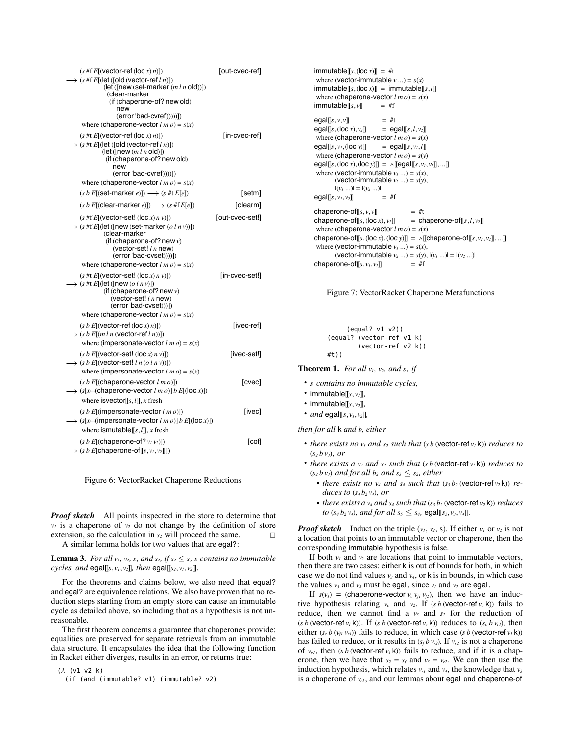```
    (s #f E[(vector-ref (loc x) n)])                        [out-cvec-ref]
⟶ (s #f E[(let ([old (vector-ref l n)])
              (let ([new (set-marker (m l n old))])
                (clear-marker
                  (if (chaperone-of? new old)
                      new
                      (error 'bad-cvref)))))])
    where (chaperone-vector l m o) = s(x)

    (s #t E[(vector-ref (loc x) n)])                        [in-cvec-ref]
⟶ (s #t E[(let ([old (vector-ref l n)])
              (let ([new (m l n old)])
                (if (chaperone-of? new old)
                    new
                    (error 'bad-cvref))))])
    where (chaperone-vector l m o) = s(x)

    (s b E[(set-marker e)]) ⟶ (s #t E[e])                  [setm]

    (s b E[(clear-marker e)]) ⟶ (s #f E[e])                [clearm]

    (s #f E[(vector-set! (loc x) n v)])                     [out-cvec-set!]
⟶ (s #f E[(let ([new (set-marker (o l n v))])
              (clear-marker
                (if (chaperone-of? new v)
                    (vector-set! l n new)
                    (error 'bad-cvset))))])
    where (chaperone-vector l m o) = s(x)

    (s #t E[(vector-set! (loc x) n v)])                     [in-cvec-set!]
⟶ (s #t E[(let ([new (o l n v)])
              (if (chaperone-of? new v)
                  (vector-set! l n new)
                  (error 'bad-cvset)))])
    where (chaperone-vector l m o) = s(x)

    (s b E[(vector-ref (loc x) n)])                         [ivec-ref]
⟶ (s b E[(m l n (vector-ref l n))])
    where (impersonate-vector l m o) = s(x)

    (s b E[(vector-set! (loc x) n v)])                      [ivec-set!]
⟶ (s b E[(vector-set! l n (o l n v))])
    where (impersonate-vector l m o) = s(x)

    (s b E[(chaperone-vector l m o)])                       [cvec]
⟶ (s[x↦(chaperone-vector l m o)] b E[(loc x)])
    where isvector[[s, l]], x fresh

    (s b E[(impersonate-vector l m o)])                     [ivec]
⟶ (s[x↦(impersonate-vector l m o)] b E[(loc x)])
    where ismutable[[s, l]], x fresh

    (s b E[(chaperone-of? v1 v2)])                          [cof]
⟶ (s b E[chaperone-of[[s, v1, v2]]])
```

Figure 6: VectorRacket Chaperone Reductions

***Proof sketch*** All points inspected in the store to determine that $v_1$ is a chaperone of $v_2$ do not change by the definition of store extension, so the calculation in $s_2$ will proceed the same. □

A similar lemma holds for two values that are egal?:

**Lemma 3.** *For all $v_1$, $v_2$, $s$, and $s_2$, if $s_2 \leq s$, $s$ contains no immutable cycles, and* egal$[\![s, v_1, v_2]\!]$*, then* egal$[\![s_2, v_1, v_2]\!]$.

For the theorems and claims below, we also need that equal? and egal? are equivalence relations. We also have proven that no reduction steps starting from an empty store can cause an immutable cycle as detailed above, so including that as a hypothesis is not unreasonable.

The first theorem concerns a guarantee that chaperones provide: equalities are preserved for separate retrievals from an immutable data structure. It encapsulates the idea that the following function in Racket either diverges, results in an error, or returns true:

```
(λ (v1 v2 k)
  (if (and (immutable? v1) (immutable? v2)
       (equal? v1 v2))
    (equal? (vector-ref v1 k)
            (vector-ref v2 k))
    #t))
```

```
immutable[[s, (loc x)]] = #t
  where (vector-immutable v ...) = s(x)
immutable[[s, (loc x)]] = immutable[[s, l]]
  where (chaperone-vector l m o) = s(x)
immutable[[s, v]]       = #f

egal[[s, v, v]]          = #t
egal[[s, (loc x), v2]]   = egal[[s, l, v2]]
  where (chaperone-vector l m o) = s(x)
egal[[s, v1, (loc y)]]   = egal[[s, v1, l]]
  where (chaperone-vector l m o) = s(y)
egal[[s, (loc x), (loc y)]] = ∧[[egal[[s, v1, v2]], ...]]
  where (vector-immutable v1 ...) = s(x),
        (vector-immutable v2 ...) = s(y),
        |(v1 ...)| = |(v2 ...)|
egal[[s, v1, v2]]        = #f

chaperone-of[[s, v, v]]          = #t
chaperone-of[[s, (loc x), v2]]   = chaperone-of[[s, l, v2]]
  where (chaperone-vector l m o) = s(x)
chaperone-of[[s, (loc x), (loc y)]] = ∧[[chaperone-of[[s, v1, v2]], ...]]
  where (vector-immutable v1 ...) = s(x),
        (vector-immutable v2 ...) = s(y), |(v1 ...)| = |(v2 ...)|
chaperone-of[[s, v1, v2]]        = #f
```

Figure 7: VectorRacket Chaperone Metafunctions

**Theorem 1.** *For all $v_1$, $v_2$, and $s$, if*

- *$s$ contains no immutable cycles,*
- immutable$[\![s, v_1]\!]$,
- immutable$[\![s, v_2]\!]$,
- *and* egal$[\![s, v_1, v_2]\!]$,

*then for all* k *and* $b$*, either*

- *there exists no $v_3$ and $s_2$ such that ($s$ $b$ (vector-ref $v_1$ k)) reduces to ($s_2$ $b$ $v_3$), or*
- *there exists a $v_3$ and $s_2$ such that ($s$ $b$ (vector-ref $v_1$ k)) reduces to ($s_2$ $b$ $v_3$) and for all $b_2$ and $s_3 \leq s_2$, either*
  - *there exists no $v_4$ and $s_4$ such that ($s_3$ $b_2$ (vector-ref $v_2$ k)) reduces to ($s_4$ $b_2$ $v_4$), or*
  - *there exists a $v_4$ and $s_4$ such that ($s_3$ $b_2$ (vector-ref $v_2$ k)) reduces to ($s_4$ $b_2$ $v_4$), and for all $s_5 \leq s_4$,* egal$[\![s_5, v_3, v_4]\!]$.

***Proof sketch*** Induct on the triple ($v_1$, $v_2$, s). If either $v_1$ or $v_2$ is not a location that points to an immutable vector or chaperone, then the corresponding immutable hypothesis is false.

If both $v_1$ and $v_2$ are locations that point to immutable vectors, then there are two cases: either k is out of bounds for both, in which case we do not find values $v_3$ and $v_4$, or k is in bounds, in which case the values $v_3$ and $v_4$ must be egal, since $v_1$ and $v_2$ are egal.

If $s(v_1)$ = (chaperone-vector $v_c$ $v_{f1}$ $v_{f2}$), then we have an inductive hypothesis relating $v_c$ and $v_2$. If ($s$ $b$ (vector-ref $v_c$ k)) fails to reduce, then we cannot find a $v_3$ and $s_2$ for the reduction of ($s$ $b$ (vector-ref $v_1$ k)). If ($s$ $b$ (vector-ref $v_c$ k)) reduces to ($s_c$ $b$ $v_{r1}$), then either ($s_c$ $b$ ($v_{f1}$ $v_{r1}$)) fails to reduce, in which case ($s$ $b$ (vector-ref $v_1$ k)) has failed to reduce, or it results in ($s_f$ $b$ $v_{r2}$). If $v_{r2}$ is not a chaperone of $v_{r1}$, then ($s$ $b$ (vector-ref $v_1$ k)) fails to reduce, and if it is a chaperone, then we have that $s_2 = s_f$ and $v_3 = v_{r2}$. We can then use the induction hypothesis, which relates $v_{r1}$ and $v_4$, the knowledge that $v_3$ is a chaperone of $v_{r1}$, and our lemmas about egal and chaperone-of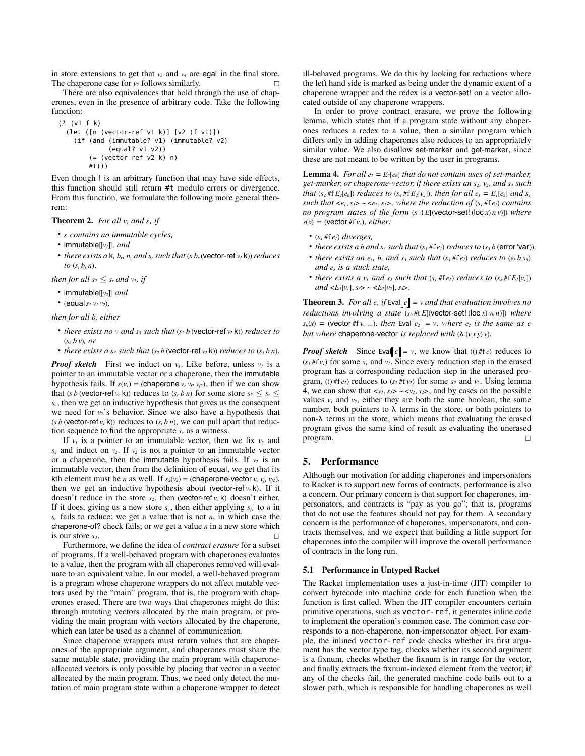in store extensions to get that $v_3$ and $v_4$ are egal in the final store. The chaperone case for $v_2$ follows similarly. □

There are also equivalences that hold through the use of chaperones, even in the presence of arbitrary code. Take the following function:

```
(λ (v1 f k)
  (let ([n (vector-ref v1 k)] [v2 (f v1)])
    (if (and (immutable? v1) (immutable? v2)
             (equal? v1 v2))
        (= (vector-ref v2 k) n)
        #t)))
```

Even though f is an arbitrary function that may have side effects, this function should still return #t modulo errors or divergence. From this function, we formulate the following more general theorem:

**Theorem 2.** *For all $v_1$ and $s$, if*

- *$s$ contains no immutable cycles,*
- immutable⟦$v_1$⟧*, and*
- *there exists a* k*, $b_r$, $n$, and $s_r$ such that ($s$ $b_r$ (*vector-ref *$v_1$* k*)) reduces to ($s_r$ $b_r$ $n$),*

*then for all $s_2 \leq s_r$ and $v_2$, if*

- immutable⟦$v_2$⟧ *and*
- (equal *$s_2$ $v_1$ $v_2$*),

*then for all $b$, either*

- *there exists no $v$ and $s_3$ such that ($s_2$ $b$ (*vector-ref *$v_2$* k*)) reduces to ($s_3$ $b$ $v$), or*
- *there exists a $s_3$ such that ($s_2$ $b$ (*vector-ref *$v_2$* k*)) reduces to ($s_3$ $b$ $n$).*

***Proof sketch*** First we induct on $v_1$. Like before, unless $v_1$ is a pointer to an immutable vector or a chaperone, then the immutable hypothesis fails. If $s(v_1)$ = (chaperone $v_c$ $v_{f1}$ $v_{f2}$), then if we can show that ($s$ $b$ (vector-ref $v_c$ k)) reduces to ($s_c$ $b$ $n$) for some store $s_2 \leq s_r \leq s_c$, then we get an inductive hypothesis that gives us the consequent we need for $v_2$'s behavior. Since we also have a hypothesis that ($s$ $b$ (vector-ref $v_1$ k)) reduces to ($s_r$ $b$ $n$), we can pull apart that reduction sequence to find the appropriate $s_c$ as a witness.

If $v_1$ is a pointer to an immutable vector, then we fix $v_2$ and $s_2$ and induct on $v_2$. If $v_2$ is not a pointer to an immutable vector or a chaperone, then the immutable hypothesis fails. If $v_2$ is an immutable vector, then from the definition of equal, we get that its kth element must be $n$ as well. If $s_2(v_2)$ = (chaperone-vector $v_c$ $v_{f1}$ $v_{f2}$), then we get an inductive hypothesis about (vector-ref $v_c$ k). If it doesn't reduce in the store $s_2$, then (vector-ref $v_c$ k) doesn't either. If it does, giving us a new store $s_c$, then either applying $s_{f1}$ to $n$ in $s_c$ fails to reduce; we get a value that is not $n$, in which case the chaperone-of? check fails; or we get a value $n$ in a new store which is our store $s_3$. □

Furthermore, we define the idea of *contract erasure* for a subset of programs. If a well-behaved program with chaperones evaluates to a value, then the program with all chaperones removed will evaluate to an equivalent value. In our model, a well-behaved program is a program whose chaperone wrappers do not affect mutable vectors used by the "main" program, that is, the program with chaperones erased. There are two ways that chaperones might do this: through mutating vectors allocated by the main program, or providing the main program with vectors allocated by the chaperone, which can later be used as a channel of communication.

Since chaperone wrappers must return values that are chaperones of the appropriate argument, and chaperones must share the same mutable state, providing the main program with chaperone-allocated vectors is only possible by placing that vector in a vector allocated by the main program. Thus, we need only detect the mutation of main program state within a chaperone wrapper to detect ill-behaved programs. We do this by looking for reductions where the left hand side is marked as being under the dynamic extent of a chaperone wrapper and the redex is a vector-set! on a vector allocated outside of any chaperone wrappers.

In order to prove contract erasure, we prove the following lemma, which states that if a program state without any chaperones reduces a redex to a value, then a similar program which differs only in adding chaperones also reduces to an appropriately similar value. We also disallow set-marker and get-marker, since these are not meant to be written by the user in programs.

**Lemma 4.** *For all $e_2 = E_2[e_6]$ that do not contain uses of set-marker, get-marker, or chaperone-vector, if there exists an $s_2$, $v_2$, and $s_4$ such that ($s_2$ #f $E_2[e_6]$) reduces to ($s_4$ #f $E_2[v_2]$), then for all $e_1 = E_1[e_5]$ and $s_1$ such that <$e_1$, $s_1$> ~ <$e_2$, $s_2$>, where the reduction of ($s_1$ #f $e_1$) contains no program states of the form ($s$* t *$E$[(*vector-set! (loc *$x$) $n$ $v$*)]) where $s(x)$ = (*vector #f *$v_e$), either:*

- *($s_1$ #f $e_1$) diverges,*
- *there exists a $b$ and $s_3$ such that ($s_1$ #f $e_1$) reduces to ($s_3$ $b$ (*error 'var*)),*
- *there exists an $e_3$, $b$, and $s_3$ such that ($s_1$ #f $e_1$) reduces to ($e_3$ $b$ $s_3$) and $e_3$ is a stuck state,*
- *there exists a $v_1$ and $s_3$ such that ($s_1$ #f $e_1$) reduces to ($s_3$ #f $E_1[v_1]$) and <$E_1[v_1]$, $s_3$> ~ <$E_2[v_2]$, $s_4$>.*

**Theorem 3.** *For all $e$, if* Eval⟦$e$⟧ *= $v$ and that evaluation involves no reductions involving a state ($s_b$ #t $E$[(*vector-set! (loc *$x$) $v_b$ $n$)]) where $s_b(x)$ = (*vector #f *$v_v$ ...), then* Eval⟦$e_2$⟧ *= $v$, where $e_2$ is the same as $e$ but where* chaperone-vector *is replaced with* (λ ($v$ $x$ $y$) $v$).

***Proof sketch*** Since Eval⟦$e$⟧ = $v$, we know that (() #f $e$) reduces to ($s_1$ #f $v_1$) for some $s_1$ and $v_1$. Since every reduction step in the erased program has a corresponding reduction step in the unerased program, (() #f $e_2$) reduces to ($s_2$ #f $v_2$) for some $s_2$ and $v_2$. Using lemma 4, we can show that <$v_1$, $s_1$> ~ <$v_2$, $s_2$>, and by cases on the possible values $v_1$ and $v_2$, either they are both the same boolean, the same number, both pointers to λ terms in the store, or both pointers to non-λ terms in the store, which means that evaluating the erased program gives the same kind of result as evaluating the unerased program. □

## 5. Performance

Although our motivation for adding chaperones and impersonators to Racket is to support new forms of contracts, performance is also a concern. Our primary concern is that support for chaperones, impersonators, and contracts is "pay as you go"; that is, programs that do not use the features should not pay for them. A secondary concern is the performance of chaperones, impersonators, and contracts themselves, and we expect that building a little support for chaperones into the compiler will improve the overall performance of contracts in the long run.

### 5.1 Performance in Untyped Racket

The Racket implementation uses a just-in-time (JIT) compiler to convert bytecode into machine code for each function when the function is first called. When the JIT compiler encounters certain primitive operations, such as `vector-ref`, it generates inline code to implement the operation's common case. The common case corresponds to a non-chaperone, non-impersonator object. For example, the inlined `vector-ref` code checks whether its first argument has the vector type tag, checks whether its second argument is a fixnum, checks whether the fixnum is in range for the vector, and finally extracts the fixnum-indexed element from the vector; if any of the checks fail, the generated machine code bails out to a slower path, which is responsible for handling chaperones as well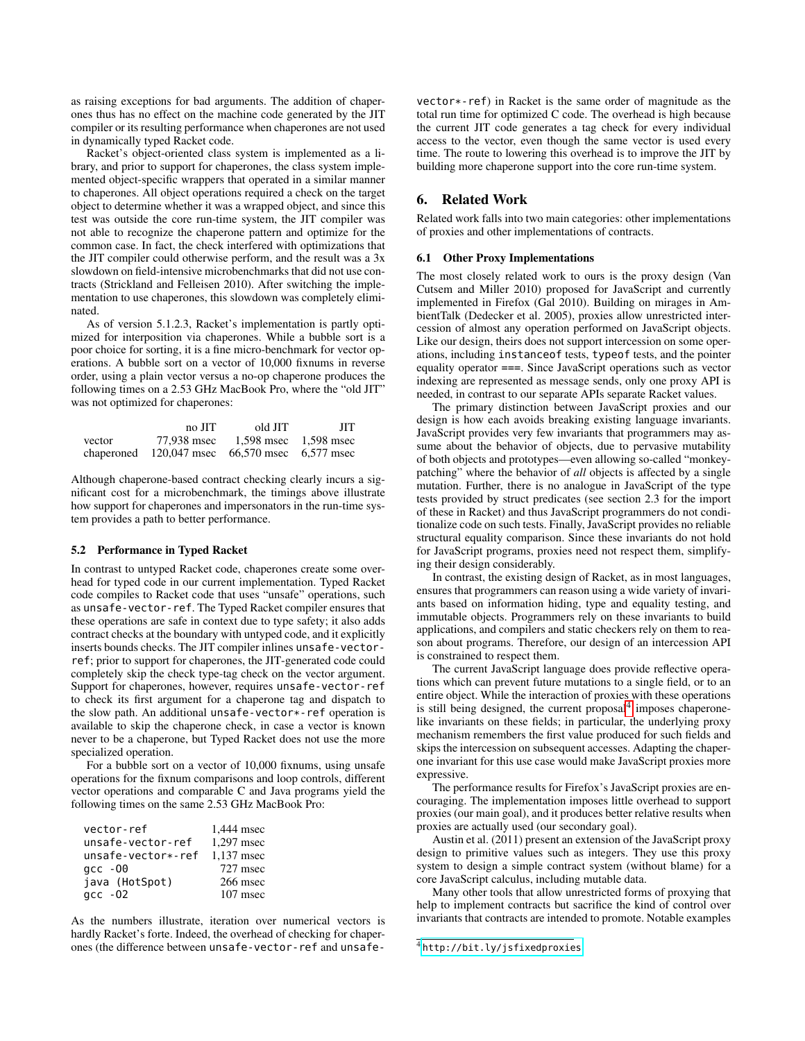as raising exceptions for bad arguments. The addition of chaperones thus has no effect on the machine code generated by the JIT compiler or its resulting performance when chaperones are not used in dynamically typed Racket code.

Racket's object-oriented class system is implemented as a library, and prior to support for chaperones, the class system implemented object-specific wrappers that operated in a similar manner to chaperones. All object operations required a check on the target object to determine whether it was a wrapped object, and since this test was outside the core run-time system, the JIT compiler was not able to recognize the chaperone pattern and optimize for the common case. In fact, the check interfered with optimizations that the JIT compiler could otherwise perform, and the result was a 3x slowdown on field-intensive microbenchmarks that did not use contracts (Strickland and Felleisen 2010). After switching the implementation to use chaperones, this slowdown was completely eliminated.

As of version 5.1.2.3, Racket's implementation is partly optimized for interposition via chaperones. While a bubble sort is a poor choice for sorting, it is a fine micro-benchmark for vector operations. A bubble sort on a vector of 10,000 fixnums in reverse order, using a plain vector versus a no-op chaperone produces the following times on a 2.53 GHz MacBook Pro, where the "old JIT" was not optimized for chaperones:

| | no JIT | old JIT | JIT |
|---|---|---|---|
| vector | 77,938 msec | 1,598 msec | 1,598 msec |
| chaperoned | 120,047 msec | 66,570 msec | 6,577 msec |

Although chaperone-based contract checking clearly incurs a significant cost for a microbenchmark, the timings above illustrate how support for chaperones and impersonators in the run-time system provides a path to better performance.

### 5.2 Performance in Typed Racket

In contrast to untyped Racket code, chaperones create some overhead for typed code in our current implementation. Typed Racket code compiles to Racket code that uses "unsafe" operations, such as `unsafe-vector-ref`. The Typed Racket compiler ensures that these operations are safe in context due to type safety; it also adds contract checks at the boundary with untyped code, and it explicitly inserts bounds checks. The JIT compiler inlines `unsafe-vector-ref`; prior to support for chaperones, the JIT-generated code could completely skip the check type-tag check on the vector argument. Support for chaperones, however, requires `unsafe-vector-ref` to check its first argument for a chaperone tag and dispatch to the slow path. An additional `unsafe-vector*-ref` operation is available to skip the chaperone check, in case a vector is known never to be a chaperone, but Typed Racket does not use the more specialized operation.

For a bubble sort on a vector of 10,000 fixnums, using unsafe operations for the fixnum comparisons and loop controls, different vector operations and comparable C and Java programs yield the following times on the same 2.53 GHz MacBook Pro:

| | |
|---|---|
| `vector-ref` | 1,444 msec |
| `unsafe-vector-ref` | 1,297 msec |
| `unsafe-vector*-ref` | 1,137 msec |
| `gcc -O0` | 727 msec |
| `java (HotSpot)` | 266 msec |
| `gcc -O2` | 107 msec |

As the numbers illustrate, iteration over numerical vectors is hardly Racket's forte. Indeed, the overhead of checking for chaperones (the difference between `unsafe-vector-ref` and `unsafe-vector*-ref`) in Racket is the same order of magnitude as the total run time for optimized C code. The overhead is high because the current JIT code generates a tag check for every individual access to the vector, even though the same vector is used every time. The route to lowering this overhead is to improve the JIT by building more chaperone support into the core run-time system.

## 6. Related Work

Related work falls into two main categories: other implementations of proxies and other implementations of contracts.

### 6.1 Other Proxy Implementations

The most closely related work to ours is the proxy design (Van Cutsem and Miller 2010) proposed for JavaScript and currently implemented in Firefox (Gal 2010). Building on mirages in AmbientTalk (Dedecker et al. 2005), proxies allow unrestricted intercession of almost any operation performed on JavaScript objects. Like our design, theirs does not support intercession on some operations, including `instanceof` tests, `typeof` tests, and the pointer equality operator `===`. Since JavaScript operations such as vector indexing are represented as message sends, only one proxy API is needed, in contrast to our separate APIs separate Racket values.

The primary distinction between JavaScript proxies and our design is how each avoids breaking existing language invariants. JavaScript provides very few invariants that programmers may assume about the behavior of objects, due to pervasive mutability of both objects and prototypes—even allowing so-called "monkey-patching" where the behavior of *all* objects is affected by a single mutation. Further, there is no analogue in JavaScript of the type tests provided by struct predicates (see section 2.3 for the import of these in Racket) and thus JavaScript programmers do not conditionalize code on such tests. Finally, JavaScript provides no reliable structural equality comparison. Since these invariants do not hold for JavaScript programs, proxies need not respect them, simplifying their design considerably.

In contrast, the existing design of Racket, as in most languages, ensures that programmers can reason using a wide variety of invariants based on information hiding, type and equality testing, and immutable objects. Programmers rely on these invariants to build applications, and compilers and static checkers rely on them to reason about programs. Therefore, our design of an intercession API is constrained to respect them.

The current JavaScript language does provide reflective operations which can prevent future mutations to a single field, or to an entire object. While the interaction of proxies with these operations is still being designed, the current proposal[4] imposes chaperone-like invariants on these fields; in particular, the underlying proxy mechanism remembers the first value produced for such fields and skips the intercession on subsequent accesses. Adapting the chaperone invariant for this use case would make JavaScript proxies more expressive.

The performance results for Firefox's JavaScript proxies are encouraging. The implementation imposes little overhead to support proxies (our main goal), and it produces better relative results when proxies are actually used (our secondary goal).

Austin et al. (2011) present an extension of the JavaScript proxy design to primitive values such as integers. They use this proxy system to design a simple contract system (without blame) for a core JavaScript calculus, including mutable data.

Many other tools that allow unrestricted forms of proxying that help to implement contracts but sacrifice the kind of control over invariants that contracts are intended to promote. Notable examples

[4] `http://bit.ly/jsfixedproxies`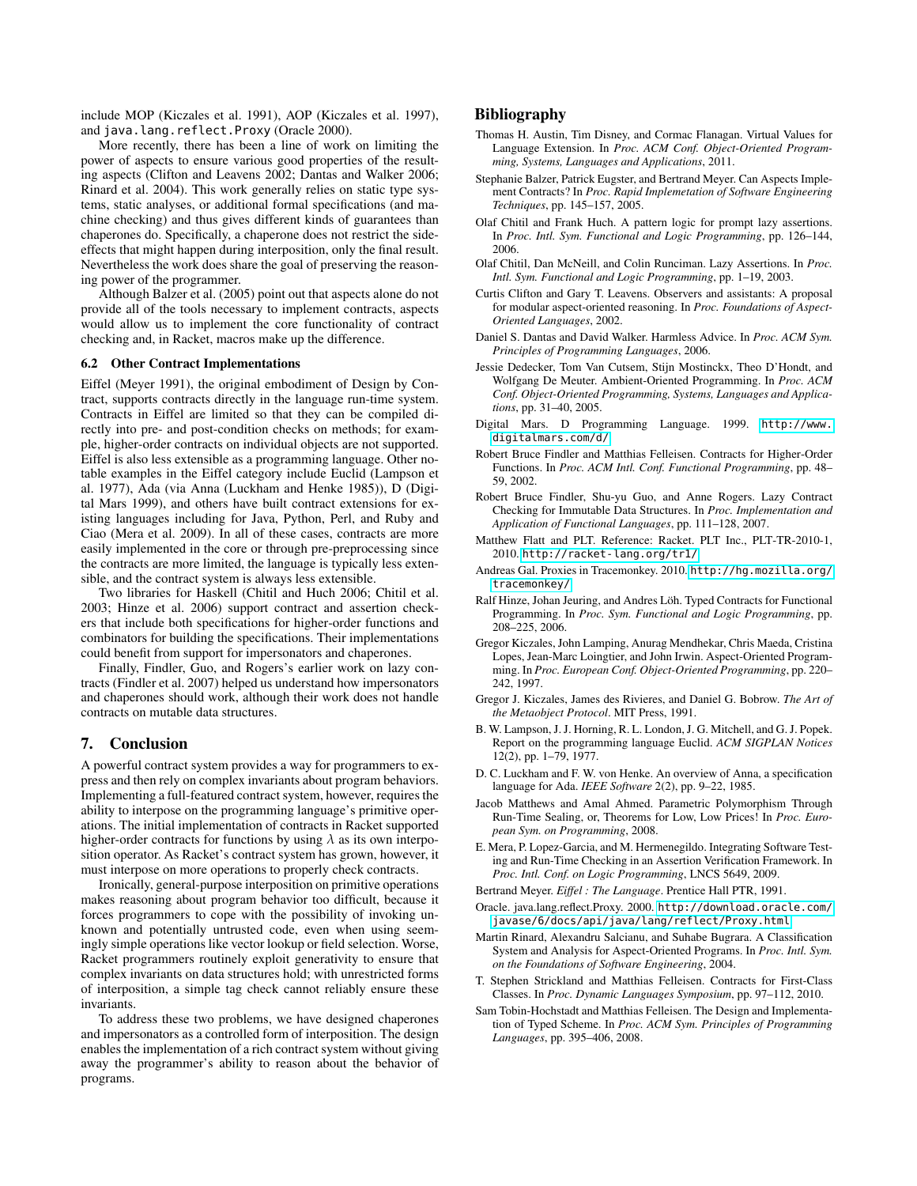include MOP (Kiczales et al. 1991), AOP (Kiczales et al. 1997), and `java.lang.reflect.Proxy` (Oracle 2000).

More recently, there has been a line of work on limiting the power of aspects to ensure various good properties of the resulting aspects (Clifton and Leavens 2002; Dantas and Walker 2006; Rinard et al. 2004). This work generally relies on static type systems, static analyses, or additional formal specifications (and machine checking) and thus gives different kinds of guarantees than chaperones do. Specifically, a chaperone does not restrict the side-effects that might happen during interposition, only the final result. Nevertheless the work does share the goal of preserving the reasoning power of the programmer.

Although Balzer et al. (2005) point out that aspects alone do not provide all of the tools necessary to implement contracts, aspects would allow us to implement the core functionality of contract checking and, in Racket, macros make up the difference.

### 6.2 Other Contract Implementations

Eiffel (Meyer 1991), the original embodiment of Design by Contract, supports contracts directly in the language run-time system. Contracts in Eiffel are limited so that they can be compiled directly into pre- and post-condition checks on methods; for example, higher-order contracts on individual objects are not supported. Eiffel is also less extensible as a programming language. Other notable examples in the Eiffel category include Euclid (Lampson et al. 1977), Ada (via Anna (Luckham and Henke 1985)), D (Digital Mars 1999), and others have built contract extensions for existing languages including for Java, Python, Perl, and Ruby and Ciao (Mera et al. 2009). In all of these cases, contracts are more easily implemented in the core or through pre-preprocessing since the contracts are more limited, the language is typically less extensible, and the contract system is always less extensible.

Two libraries for Haskell (Chitil and Huch 2006; Chitil et al. 2003; Hinze et al. 2006) support contract and assertion checkers that include both specifications for higher-order functions and combinators for building the specifications. Their implementations could benefit from support for impersonators and chaperones.

Finally, Findler, Guo, and Rogers's earlier work on lazy contracts (Findler et al. 2007) helped us understand how impersonators and chaperones should work, although their work does not handle contracts on mutable data structures.

## 7. Conclusion

A powerful contract system provides a way for programmers to express and then rely on complex invariants about program behaviors. Implementing a full-featured contract system, however, requires the ability to interpose on the programming language's primitive operations. The initial implementation of contracts in Racket supported higher-order contracts for functions by using $\lambda$ as its own interposition operator. As Racket's contract system has grown, however, it must interpose on more operations to properly check contracts.

Ironically, general-purpose interposition on primitive operations makes reasoning about program behavior too difficult, because it forces programmers to cope with the possibility of invoking unknown and potentially untrusted code, even when using seemingly simple operations like vector lookup or field selection. Worse, Racket programmers routinely exploit generativity to ensure that complex invariants on data structures hold; with unrestricted forms of interposition, a simple tag check cannot reliably ensure these invariants.

To address these two problems, we have designed chaperones and impersonators as a controlled form of interposition. The design enables the implementation of a rich contract system without giving away the programmer's ability to reason about the behavior of programs.

## Bibliography

Thomas H. Austin, Tim Disney, and Cormac Flanagan. Virtual Values for Language Extension. In *Proc. ACM Conf. Object-Oriented Programming, Systems, Languages and Applications*, 2011.

Stephanie Balzer, Patrick Eugster, and Bertrand Meyer. Can Aspects Implement Contracts? In *Proc. Rapid Implemetation of Software Engineering Techniques*, pp. 145–157, 2005.

Olaf Chitil and Frank Huch. A pattern logic for prompt lazy assertions. In *Proc. Intl. Sym. Functional and Logic Programming*, pp. 126–144, 2006.

Olaf Chitil, Dan McNeill, and Colin Runciman. Lazy Assertions. In *Proc. Intl. Sym. Functional and Logic Programming*, pp. 1–19, 2003.

Curtis Clifton and Gary T. Leavens. Observers and assistants: A proposal for modular aspect-oriented reasoning. In *Proc. Foundations of Aspect-Oriented Languages*, 2002.

Daniel S. Dantas and David Walker. Harmless Advice. In *Proc. ACM Sym. Principles of Programming Languages*, 2006.

Jessie Dedecker, Tom Van Cutsem, Stijn Mostinckx, Theo D'Hondt, and Wolfgang De Meuter. Ambient-Oriented Programming. In *Proc. ACM Conf. Object-Oriented Programming, Systems, Languages and Applications*, pp. 31–40, 2005.

Digital Mars. D Programming Language. 1999. `http://www.digitalmars.com/d/`

Robert Bruce Findler and Matthias Felleisen. Contracts for Higher-Order Functions. In *Proc. ACM Intl. Conf. Functional Programming*, pp. 48–59, 2002.

Robert Bruce Findler, Shu-yu Guo, and Anne Rogers. Lazy Contract Checking for Immutable Data Structures. In *Proc. Implementation and Application of Functional Languages*, pp. 111–128, 2007.

Matthew Flatt and PLT. Reference: Racket. PLT Inc., PLT-TR-2010-1, 2010. `http://racket-lang.org/tr1/`

Andreas Gal. Proxies in Tracemonkey. 2010. `http://hg.mozilla.org/tracemonkey/`

Ralf Hinze, Johan Jeuring, and Andres Löh. Typed Contracts for Functional Programming. In *Proc. Sym. Functional and Logic Programming*, pp. 208–225, 2006.

Gregor Kiczales, John Lamping, Anurag Mendhekar, Chris Maeda, Cristina Lopes, Jean-Marc Loingtier, and John Irwin. Aspect-Oriented Programming. In *Proc. European Conf. Object-Oriented Programming*, pp. 220–242, 1997.

Gregor J. Kiczales, James des Rivieres, and Daniel G. Bobrow. *The Art of the Metaobject Protocol*. MIT Press, 1991.

B. W. Lampson, J. J. Horning, R. L. London, J. G. Mitchell, and G. J. Popek. Report on the programming language Euclid. *ACM SIGPLAN Notices* 12(2), pp. 1–79, 1977.

D. C. Luckham and F. W. von Henke. An overview of Anna, a specification language for Ada. *IEEE Software* 2(2), pp. 9–22, 1985.

Jacob Matthews and Amal Ahmed. Parametric Polymorphism Through Run-Time Sealing, or, Theorems for Low, Low Prices! In *Proc. European Sym. on Programming*, 2008.

E. Mera, P. Lopez-Garcia, and M. Hermenegildo. Integrating Software Testing and Run-Time Checking in an Assertion Verification Framework. In *Proc. Intl. Conf. on Logic Programming*, LNCS 5649, 2009.

Bertrand Meyer. *Eiffel : The Language*. Prentice Hall PTR, 1991.

Oracle. java.lang.reflect.Proxy. 2000. `http://download.oracle.com/javase/6/docs/api/java/lang/reflect/Proxy.html`

Martin Rinard, Alexandru Salcianu, and Suhabe Bugrara. A Classification System and Analysis for Aspect-Oriented Programs. In *Proc. Intl. Sym. on the Foundations of Software Engineering*, 2004.

T. Stephen Strickland and Matthias Felleisen. Contracts for First-Class Classes. In *Proc. Dynamic Languages Symposium*, pp. 97–112, 2010.

Sam Tobin-Hochstadt and Matthias Felleisen. The Design and Implementation of Typed Scheme. In *Proc. ACM Sym. Principles of Programming Languages*, pp. 395–406, 2008.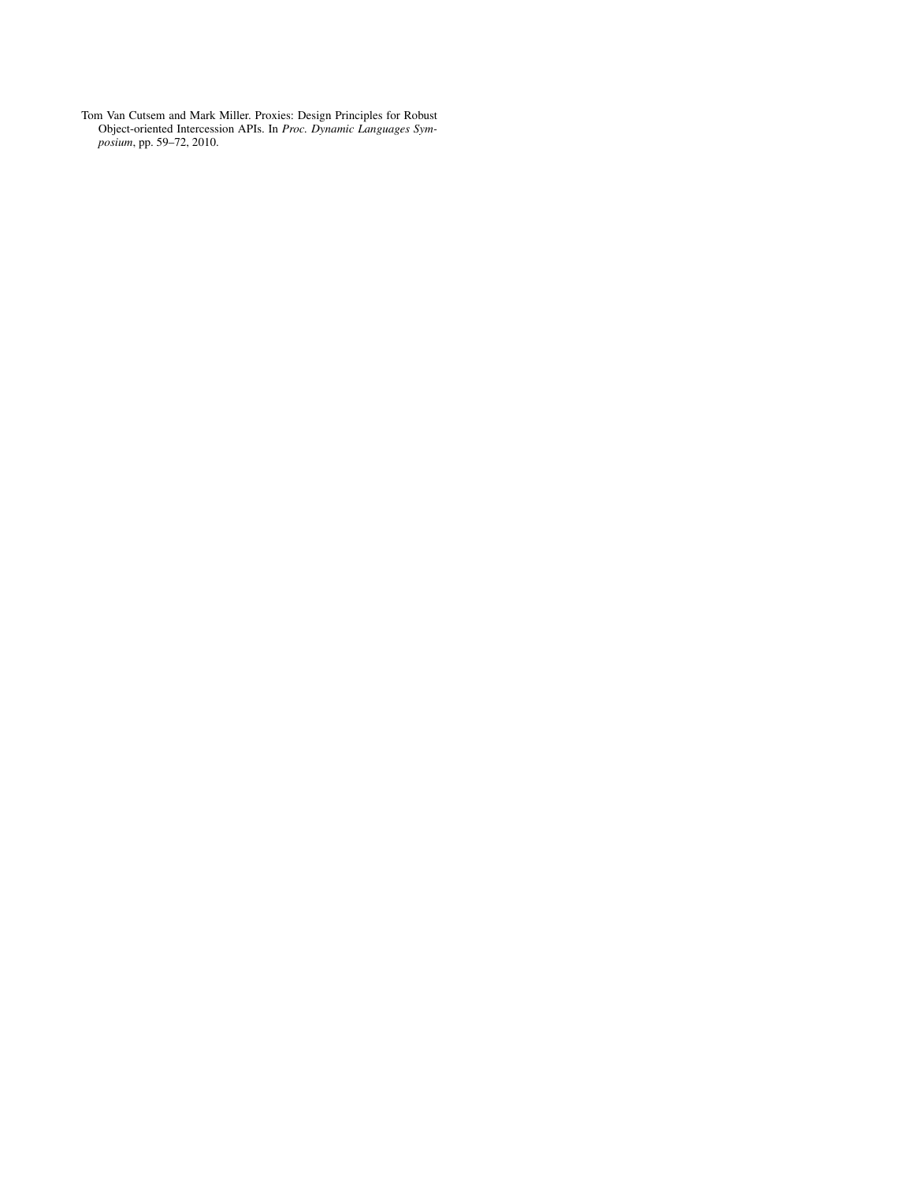Tom Van Cutsem and Mark Miller. Proxies: Design Principles for Robust Object-oriented Intercession APIs. In *Proc. Dynamic Languages Symposium*, pp. 59–72, 2010.